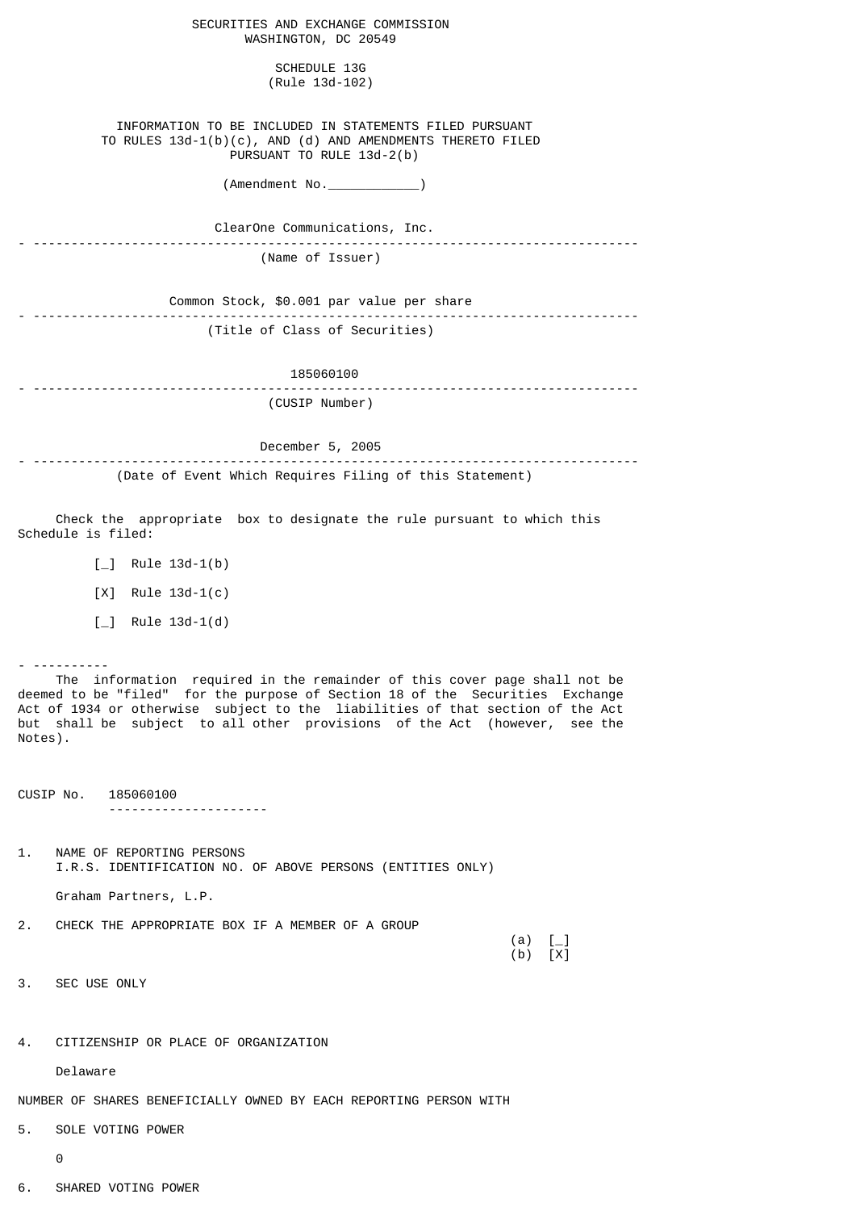SECURITIES AND EXCHANGE COMMISSION
WASHINGTON, DC 20549

SCHEDULE 13G
(Rule 13d-102)

INFORMATION TO BE INCLUDED IN STATEMENTS FILED PURSUANT TO RULES 13d-1(b)(c), AND (d) AND AMENDMENTS THERETO FILED PURSUANT TO RULE 13d-2(b)

(Amendment No.___________)

ClearOne Communications, Inc.

---

(Name of Issuer)

Common Stock, $0.001 par value per share

---

(Title of Class of Securities)

185060100

---

(CUSIP Number)

December 5, 2005

---

(Date of Event Which Requires Filing of this Statement)

Check the appropriate box to designate the rule pursuant to which this Schedule is filed:

[_] Rule 13d-1(b)

[X] Rule 13d-1(c)

[_] Rule 13d-1(d)

----------

The information required in the remainder of this cover page shall not be deemed to be "filed" for the purpose of Section 18 of the Securities Exchange Act of 1934 or otherwise subject to the liabilities of that section of the Act but shall be subject to all other provisions of the Act (however, see the Notes).

CUSIP No. 185060100

1. NAME OF REPORTING PERSONS
   I.R.S. IDENTIFICATION NO. OF ABOVE PERSONS (ENTITIES ONLY)

   Graham Partners, L.P.

2. CHECK THE APPROPRIATE BOX IF A MEMBER OF A GROUP
   (a) [_]
   (b) [X]

3. SEC USE ONLY

4. CITIZENSHIP OR PLACE OF ORGANIZATION

   Delaware

NUMBER OF SHARES BENEFICIALLY OWNED BY EACH REPORTING PERSON WITH

5. SOLE VOTING POWER

   0

6. SHARED VOTING POWER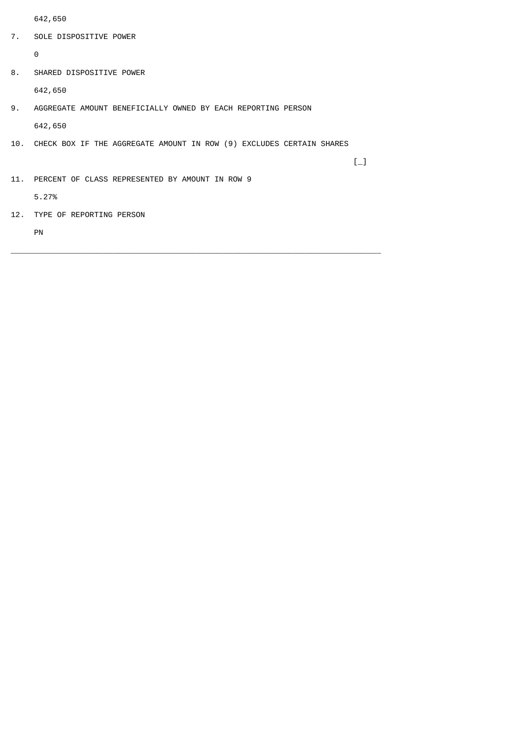642,650

7. SOLE DISPOSITIVE POWER

   0

8. SHARED DISPOSITIVE POWER

   642,650

9. AGGREGATE AMOUNT BENEFICIALLY OWNED BY EACH REPORTING PERSON

   642,650

10. CHECK BOX IF THE AGGREGATE AMOUNT IN ROW (9) EXCLUDES CERTAIN SHARES

    [_]

11. PERCENT OF CLASS REPRESENTED BY AMOUNT IN ROW 9

    5.27%

12. TYPE OF REPORTING PERSON

    PN

---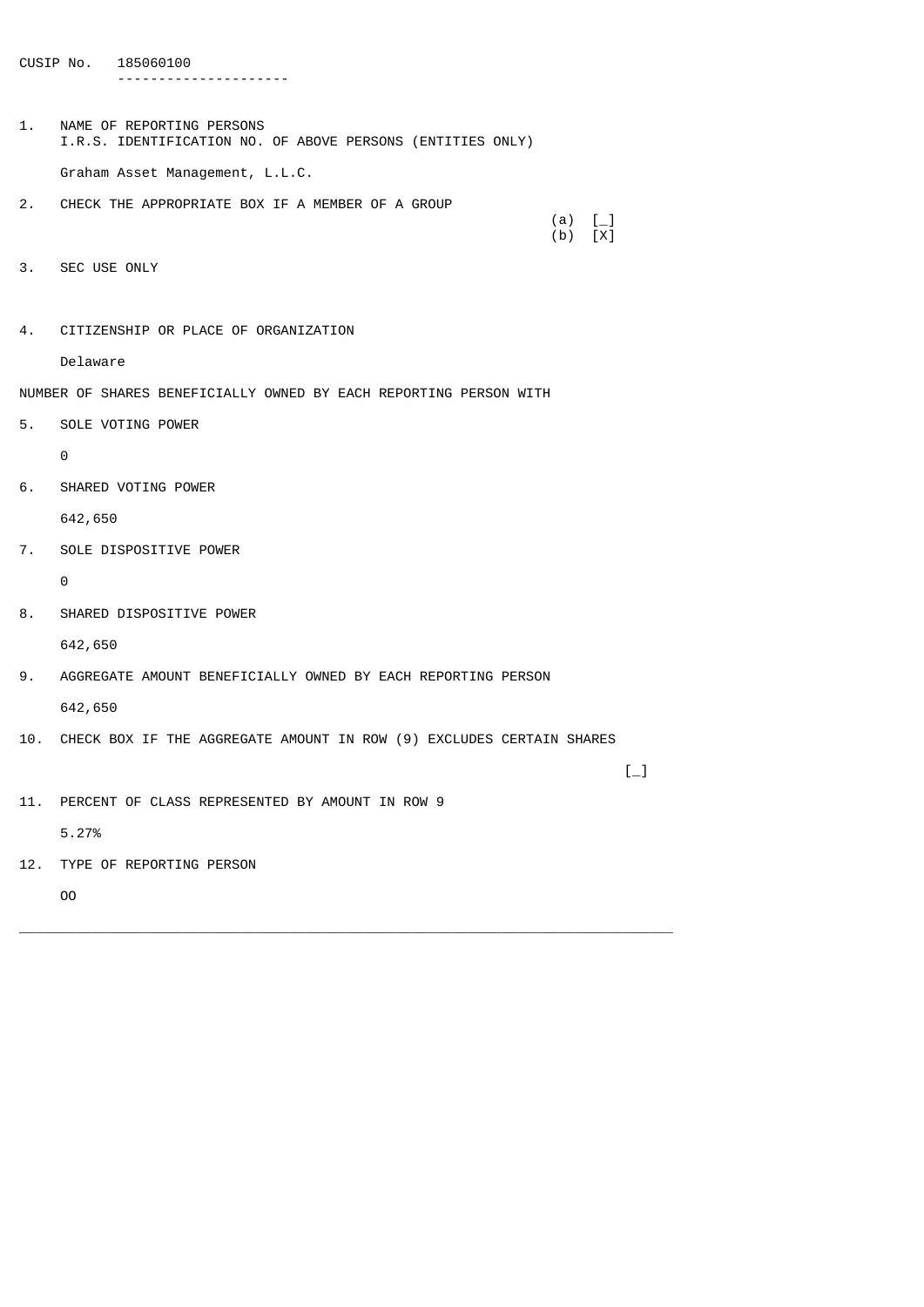CUSIP No. 185060100

1. NAME OF REPORTING PERSONS
   I.R.S. IDENTIFICATION NO. OF ABOVE PERSONS (ENTITIES ONLY)

   Graham Asset Management, L.L.C.

2. CHECK THE APPROPRIATE BOX IF A MEMBER OF A GROUP

   (a) [_]
   (b) [X]

3. SEC USE ONLY

4. CITIZENSHIP OR PLACE OF ORGANIZATION

   Delaware

NUMBER OF SHARES BENEFICIALLY OWNED BY EACH REPORTING PERSON WITH

5. SOLE VOTING POWER

   0

6. SHARED VOTING POWER

   642,650

7. SOLE DISPOSITIVE POWER

   0

8. SHARED DISPOSITIVE POWER

   642,650

9. AGGREGATE AMOUNT BENEFICIALLY OWNED BY EACH REPORTING PERSON

   642,650

10. CHECK BOX IF THE AGGREGATE AMOUNT IN ROW (9) EXCLUDES CERTAIN SHARES

    [_]

11. PERCENT OF CLASS REPRESENTED BY AMOUNT IN ROW 9

    5.27%

12. TYPE OF REPORTING PERSON

    OO

---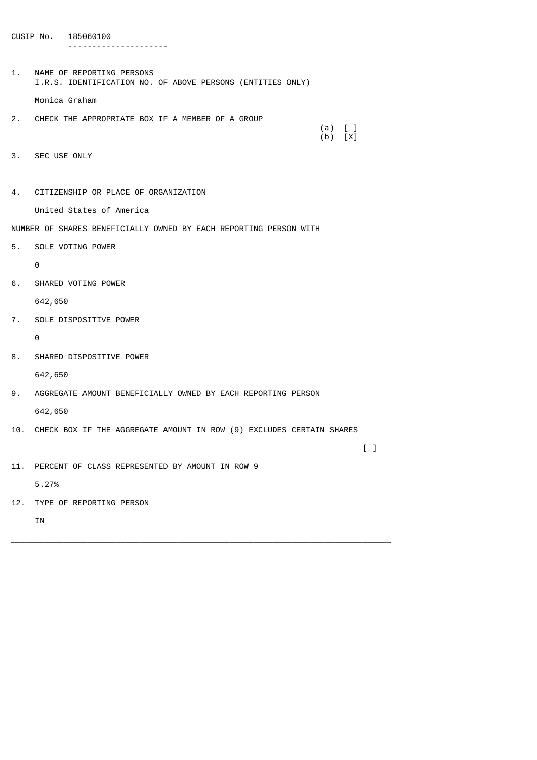CUSIP No. 185060100

1. NAME OF REPORTING PERSONS
   I.R.S. IDENTIFICATION NO. OF ABOVE PERSONS (ENTITIES ONLY)

   Monica Graham

2. CHECK THE APPROPRIATE BOX IF A MEMBER OF A GROUP

   (a) [_]
   (b) [X]

3. SEC USE ONLY

4. CITIZENSHIP OR PLACE OF ORGANIZATION

   United States of America

NUMBER OF SHARES BENEFICIALLY OWNED BY EACH REPORTING PERSON WITH

5. SOLE VOTING POWER

   0

6. SHARED VOTING POWER

   642,650

7. SOLE DISPOSITIVE POWER

   0

8. SHARED DISPOSITIVE POWER

   642,650

9. AGGREGATE AMOUNT BENEFICIALLY OWNED BY EACH REPORTING PERSON

   642,650

10. CHECK BOX IF THE AGGREGATE AMOUNT IN ROW (9) EXCLUDES CERTAIN SHARES

    [_]

11. PERCENT OF CLASS REPRESENTED BY AMOUNT IN ROW 9

    5.27%

12. TYPE OF REPORTING PERSON

    IN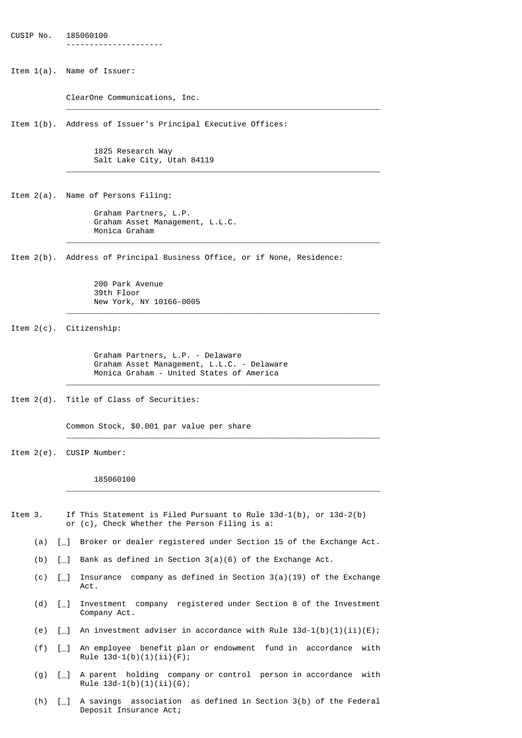CUSIP No. 185060100

Item 1(a). Name of Issuer:

ClearOne Communications, Inc.

Item 1(b). Address of Issuer's Principal Executive Offices:

1825 Research Way
Salt Lake City, Utah 84119

Item 2(a). Name of Persons Filing:

Graham Partners, L.P.
Graham Asset Management, L.L.C.
Monica Graham

Item 2(b). Address of Principal Business Office, or if None, Residence:

200 Park Avenue
39th Floor
New York, NY 10166-0005

Item 2(c). Citizenship:

Graham Partners, L.P. - Delaware
Graham Asset Management, L.L.C. - Delaware
Monica Graham - United States of America

Item 2(d). Title of Class of Securities:

Common Stock, $0.001 par value per share

Item 2(e). CUSIP Number:

185060100

Item 3. If This Statement is Filed Pursuant to Rule 13d-1(b), or 13d-2(b) or (c), Check Whether the Person Filing is a:

(a) [_] Broker or dealer registered under Section 15 of the Exchange Act.

(b) [_] Bank as defined in Section 3(a)(6) of the Exchange Act.

(c) [_] Insurance company as defined in Section 3(a)(19) of the Exchange Act.

(d) [_] Investment company registered under Section 8 of the Investment Company Act.

(e) [_] An investment adviser in accordance with Rule 13d-1(b)(1)(ii)(E);

(f) [_] An employee benefit plan or endowment fund in accordance with Rule 13d-1(b)(1)(ii)(F);

(g) [_] A parent holding company or control person in accordance with Rule 13d-1(b)(1)(ii)(G);

(h) [_] A savings association as defined in Section 3(b) of the Federal Deposit Insurance Act;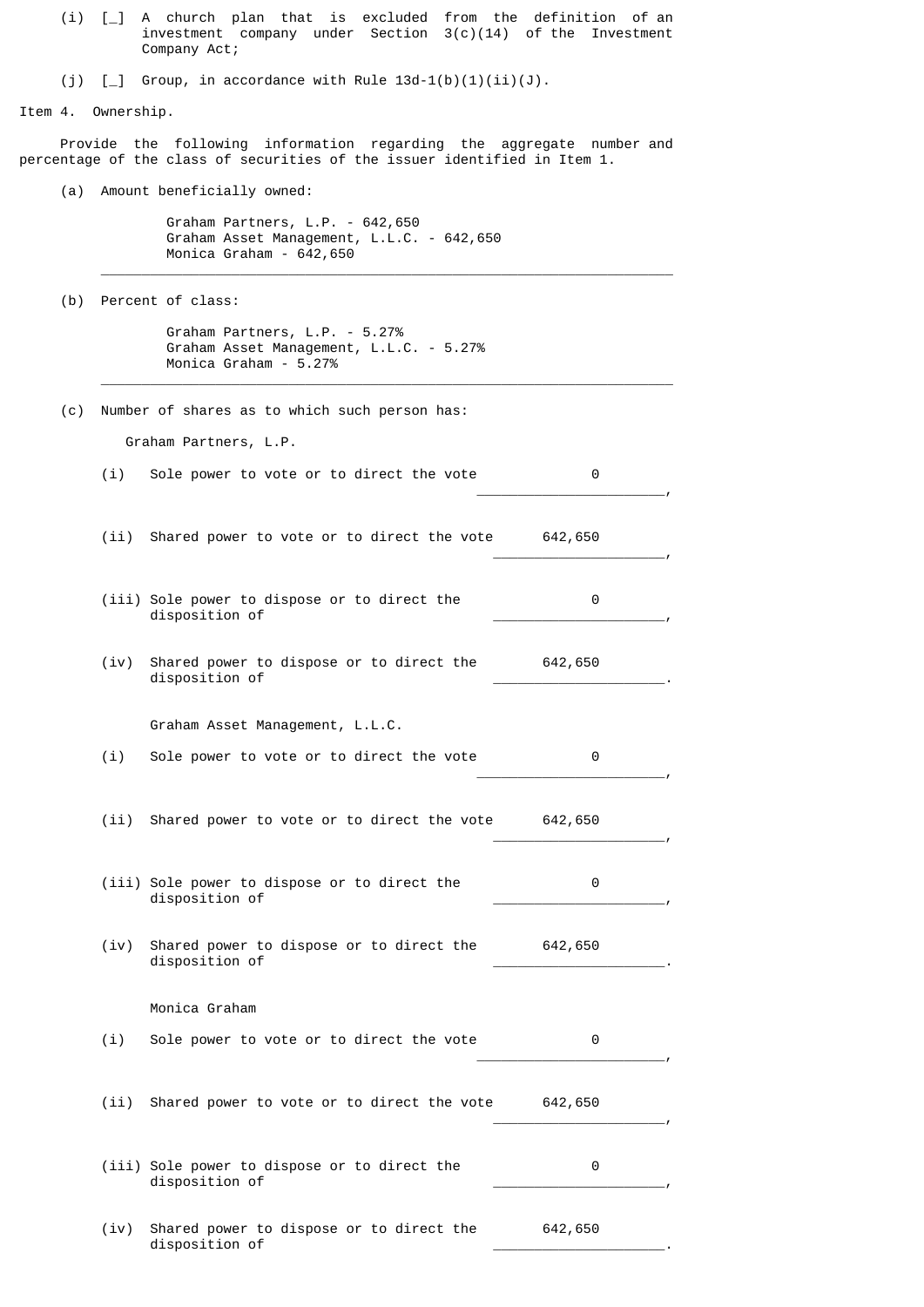(i) [_] A church plan that is excluded from the definition of an investment company under Section 3(c)(14) of the Investment Company Act;

(j) [_] Group, in accordance with Rule 13d-1(b)(1)(ii)(J).

Item 4. Ownership.

Provide the following information regarding the aggregate number and percentage of the class of securities of the issuer identified in Item 1.

(a) Amount beneficially owned:

Graham Partners, L.P. - 642,650
Graham Asset Management, L.L.C. - 642,650
Monica Graham - 642,650

---

(b) Percent of class:

Graham Partners, L.P. - 5.27%
Graham Asset Management, L.L.C. - 5.27%
Monica Graham - 5.27%

---

(c) Number of shares as to which such person has:

Graham Partners, L.P.

(i) Sole power to vote or to direct the vote 0,

(ii) Shared power to vote or to direct the vote 642,650,

(iii) Sole power to dispose or to direct the disposition of 0,

(iv) Shared power to dispose or to direct the disposition of 642,650.

Graham Asset Management, L.L.C.

(i) Sole power to vote or to direct the vote 0,

(ii) Shared power to vote or to direct the vote 642,650,

(iii) Sole power to dispose or to direct the disposition of 0,

(iv) Shared power to dispose or to direct the disposition of 642,650.

Monica Graham

(i) Sole power to vote or to direct the vote 0,

(ii) Shared power to vote or to direct the vote 642,650,

(iii) Sole power to dispose or to direct the disposition of 0,

(iv) Shared power to dispose or to direct the disposition of 642,650.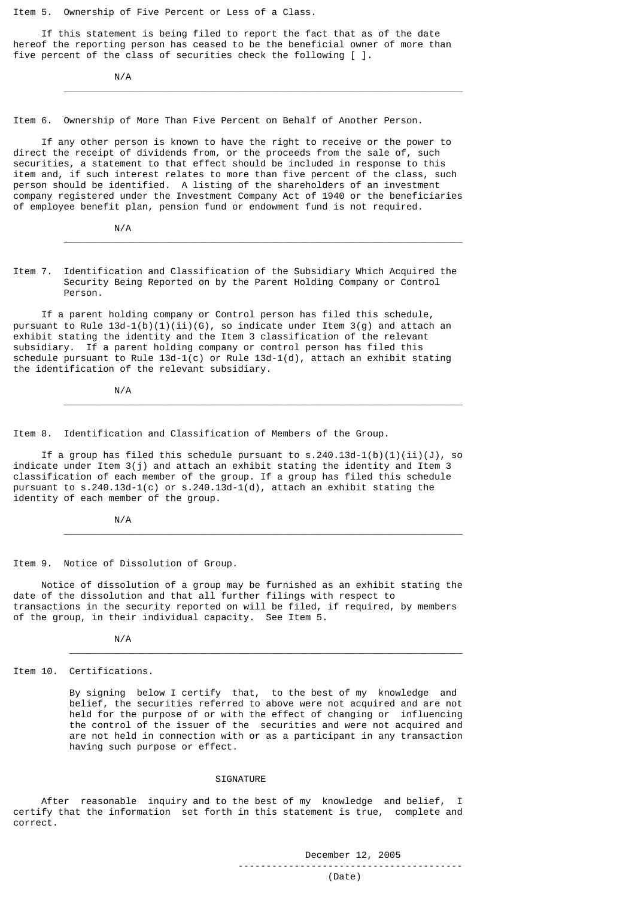Item 5. Ownership of Five Percent or Less of a Class.

If this statement is being filed to report the fact that as of the date hereof the reporting person has ceased to be the beneficial owner of more than five percent of the class of securities check the following [ ].

N/A

---

Item 6. Ownership of More Than Five Percent on Behalf of Another Person.

If any other person is known to have the right to receive or the power to direct the receipt of dividends from, or the proceeds from the sale of, such securities, a statement to that effect should be included in response to this item and, if such interest relates to more than five percent of the class, such person should be identified. A listing of the shareholders of an investment company registered under the Investment Company Act of 1940 or the beneficiaries of employee benefit plan, pension fund or endowment fund is not required.

N/A

---

Item 7. Identification and Classification of the Subsidiary Which Acquired the Security Being Reported on by the Parent Holding Company or Control Person.

If a parent holding company or Control person has filed this schedule, pursuant to Rule 13d-1(b)(1)(ii)(G), so indicate under Item 3(g) and attach an exhibit stating the identity and the Item 3 classification of the relevant subsidiary. If a parent holding company or control person has filed this schedule pursuant to Rule 13d-1(c) or Rule 13d-1(d), attach an exhibit stating the identification of the relevant subsidiary.

N/A

---

Item 8. Identification and Classification of Members of the Group.

If a group has filed this schedule pursuant to s.240.13d-1(b)(1)(ii)(J), so indicate under Item 3(j) and attach an exhibit stating the identity and Item 3 classification of each member of the group. If a group has filed this schedule pursuant to s.240.13d-1(c) or s.240.13d-1(d), attach an exhibit stating the identity of each member of the group.

N/A

---

Item 9. Notice of Dissolution of Group.

Notice of dissolution of a group may be furnished as an exhibit stating the date of the dissolution and that all further filings with respect to transactions in the security reported on will be filed, if required, by members of the group, in their individual capacity. See Item 5.

N/A

---

Item 10. Certifications.

By signing below I certify that, to the best of my knowledge and belief, the securities referred to above were not acquired and are not held for the purpose of or with the effect of changing or influencing the control of the issuer of the securities and were not acquired and are not held in connection with or as a participant in any transaction having such purpose or effect.

SIGNATURE

After reasonable inquiry and to the best of my knowledge and belief, I certify that the information set forth in this statement is true, complete and correct.

December 12, 2005

---

(Date)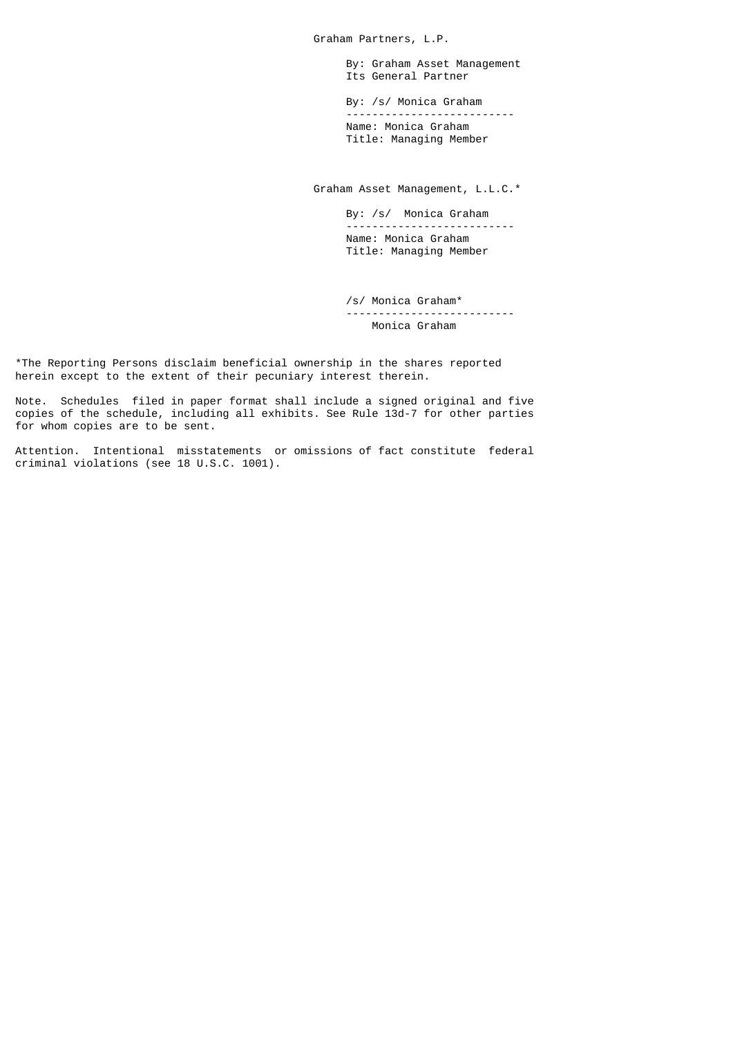Graham Partners, L.P.

By: Graham Asset Management
Its General Partner

By: /s/ Monica Graham
-------------------------
Name: Monica Graham
Title: Managing Member

Graham Asset Management, L.L.C.*

By: /s/ Monica Graham
-------------------------
Name: Monica Graham
Title: Managing Member

/s/ Monica Graham*
-------------------------
Monica Graham

*The Reporting Persons disclaim beneficial ownership in the shares reported herein except to the extent of their pecuniary interest therein.

Note. Schedules filed in paper format shall include a signed original and five copies of the schedule, including all exhibits. See Rule 13d-7 for other parties for whom copies are to be sent.

Attention. Intentional misstatements or omissions of fact constitute federal criminal violations (see 18 U.S.C. 1001).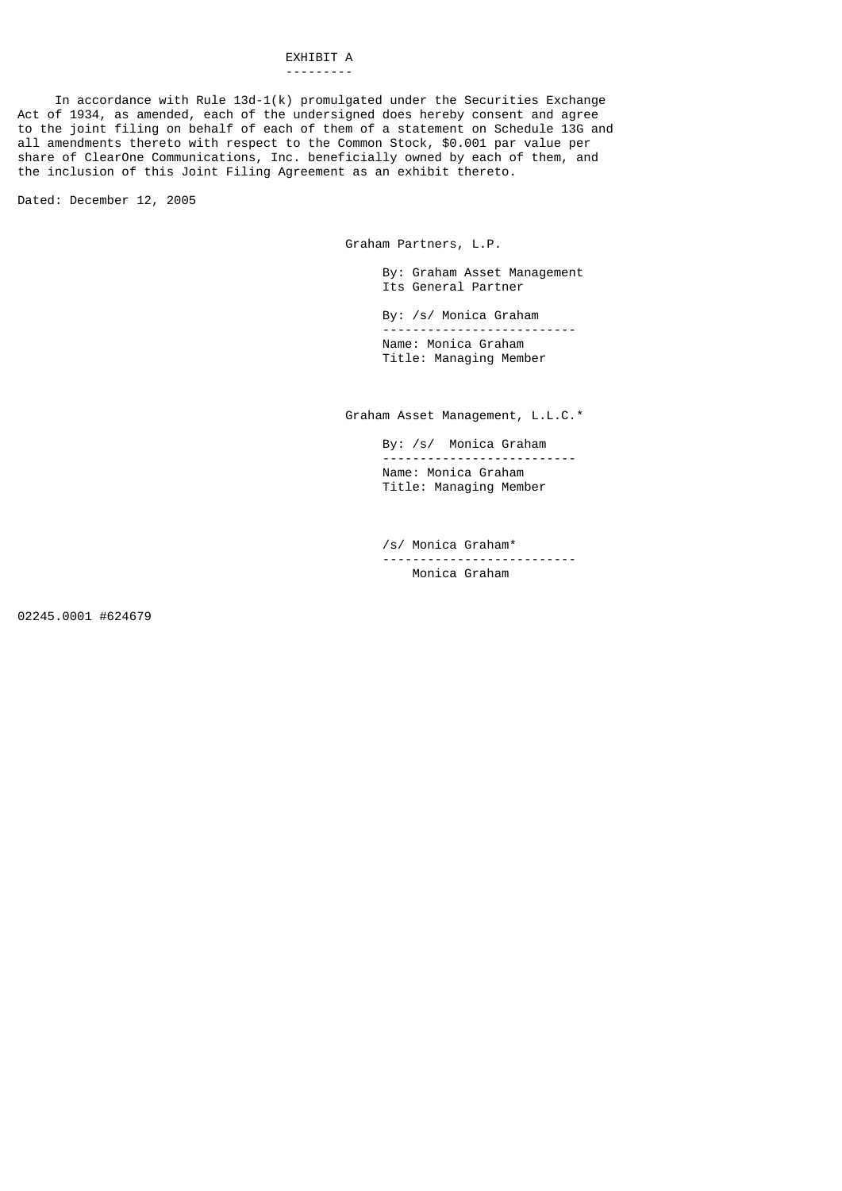# EXHIBIT A

In accordance with Rule 13d-1(k) promulgated under the Securities Exchange Act of 1934, as amended, each of the undersigned does hereby consent and agree to the joint filing on behalf of each of them of a statement on Schedule 13G and all amendments thereto with respect to the Common Stock, $0.001 par value per share of ClearOne Communications, Inc. beneficially owned by each of them, and the inclusion of this Joint Filing Agreement as an exhibit thereto.

Dated: December 12, 2005

Graham Partners, L.P.

By: Graham Asset Management
Its General Partner

By: /s/ Monica Graham

Name: Monica Graham
Title: Managing Member

Graham Asset Management, L.L.C.*

By: /s/ Monica Graham

Name: Monica Graham
Title: Managing Member

/s/ Monica Graham*

Monica Graham

02245.0001 #624679